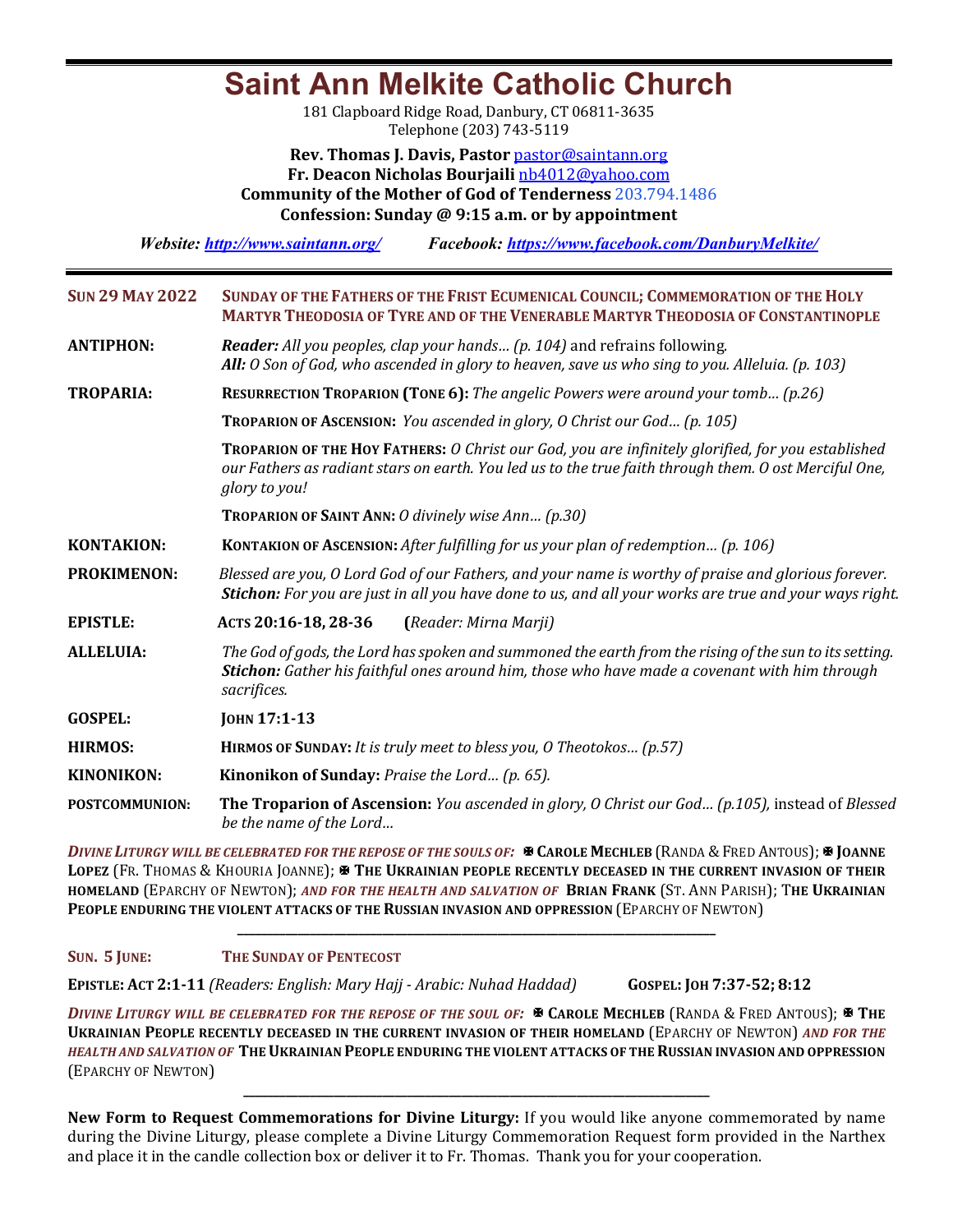# Saint Ann Melkite Catholic Church

181 Clapboard Ridge Road, Danbury, CT 06811-3635
Telephone (203) 743-5119

**Rev. Thomas J. Davis, Pastor** pastor@saintann.org
**Fr. Deacon Nicholas Bourjaili** nb4012@yahoo.com
**Community of the Mother of God of Tenderness** 203.794.1486
**Confession: Sunday @ 9:15 a.m. or by appointment**

***Website: http://www.saintann.org/*** ***Facebook: https://www.facebook.com/DanburyMelkite/***

---

**SUN 29 MAY 2022** — **SUNDAY OF THE FATHERS OF THE FRIST ECUMENICAL COUNCIL; COMMEMORATION OF THE HOLY MARTYR THEODOSIA OF TYRE AND OF THE VENERABLE MARTYR THEODOSIA OF CONSTANTINOPLE**

**ANTIPHON:** ***Reader:*** *All you peoples, clap your hands… (p. 104)* and refrains following.
***All:*** *O Son of God, who ascended in glory to heaven, save us who sing to you. Alleluia. (p. 103)*

**TROPARIA:** **RESURRECTION TROPARION (TONE 6):** *The angelic Powers were around your tomb… (p.26)*

**TROPARION OF ASCENSION:** *You ascended in glory, O Christ our God… (p. 105)*

**TROPARION OF THE HOY FATHERS:** *O Christ our God, you are infinitely glorified, for you established our Fathers as radiant stars on earth. You led us to the true faith through them. O ost Merciful One, glory to you!*

**TROPARION OF SAINT ANN:** *O divinely wise Ann… (p.30)*

**KONTAKION:** **KONTAKION OF ASCENSION:** *After fulfilling for us your plan of redemption… (p. 106)*

**PROKIMENON:** *Blessed are you, O Lord God of our Fathers, and your name is worthy of praise and glorious forever.*
***Stichon:*** *For you are just in all you have done to us, and all your works are true and your ways right.*

**EPISTLE:** **ACTS 20:16-18, 28-36** **(***Reader: Mirna Marji)*

**ALLELUIA:** *The God of gods, the Lord has spoken and summoned the earth from the rising of the sun to its setting.*
***Stichon:*** *Gather his faithful ones around him, those who have made a covenant with him through sacrifices.*

**GOSPEL:** **JOHN 17:1-13**

**HIRMOS:** **HIRMOS OF SUNDAY:** *It is truly meet to bless you, O Theotokos… (p.57)*

**KINONIKON:** **Kinonikon of Sunday:** *Praise the Lord… (p. 65).*

**POSTCOMMUNION:** **The Troparion of Ascension:** *You ascended in glory, O Christ our God… (p.105)*, instead of *Blessed be the name of the Lord…*

***DIVINE LITURGY WILL BE CELEBRATED FOR THE REPOSE OF THE SOULS OF:*** ✠ **CAROLE MECHLEB** (RANDA & FRED ANTOUS); ✠ **JOANNE LOPEZ** (FR. THOMAS & KHOURIA JOANNE); ✠ **THE UKRAINIAN PEOPLE RECENTLY DECEASED IN THE CURRENT INVASION OF THEIR HOMELAND** (EPARCHY OF NEWTON); ***AND FOR THE HEALTH AND SALVATION OF*** **BRIAN FRANK** (ST. ANN PARISH); **THE UKRAINIAN PEOPLE ENDURING THE VIOLENT ATTACKS OF THE RUSSIAN INVASION AND OPPRESSION** (EPARCHY OF NEWTON)

---

**SUN. 5 JUNE:** **THE SUNDAY OF PENTECOST**

**EPISTLE: ACT 2:1-11** *(Readers: English: Mary Hajj - Arabic: Nuhad Haddad)* **GOSPEL: JOH 7:37-52; 8:12**

***DIVINE LITURGY WILL BE CELEBRATED FOR THE REPOSE OF THE SOUL OF:*** ✠ **CAROLE MECHLEB** (RANDA & FRED ANTOUS); ✠ **THE UKRAINIAN PEOPLE RECENTLY DECEASED IN THE CURRENT INVASION OF THEIR HOMELAND** (EPARCHY OF NEWTON) ***AND FOR THE HEALTH AND SALVATION OF*** **THE UKRAINIAN PEOPLE ENDURING THE VIOLENT ATTACKS OF THE RUSSIAN INVASION AND OPPRESSION** (EPARCHY OF NEWTON)

---

**New Form to Request Commemorations for Divine Liturgy:** If you would like anyone commemorated by name during the Divine Liturgy, please complete a Divine Liturgy Commemoration Request form provided in the Narthex and place it in the candle collection box or deliver it to Fr. Thomas. Thank you for your cooperation.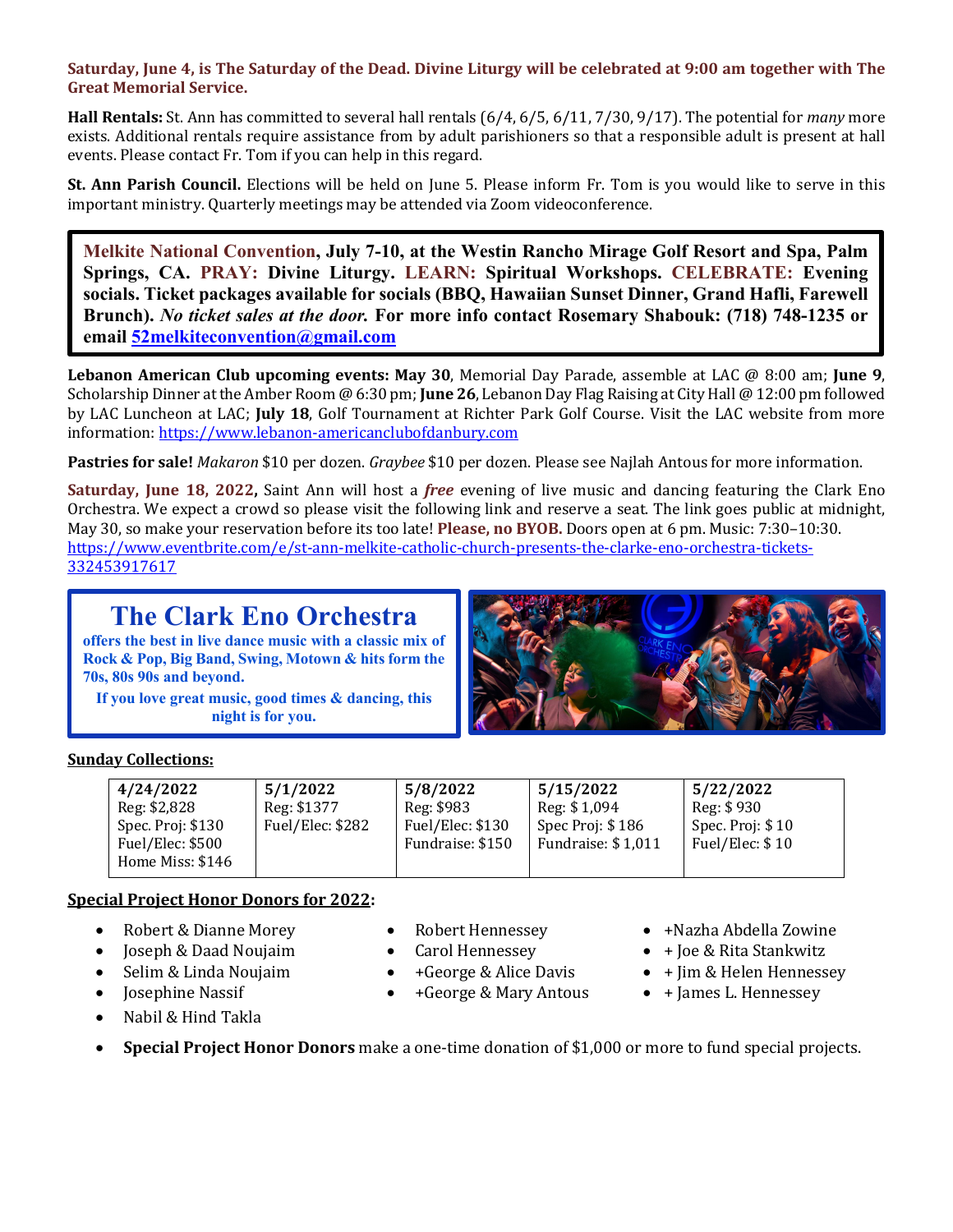**Saturday, June 4, is The Saturday of the Dead. Divine Liturgy will be celebrated at 9:00 am together with The Great Memorial Service.**

**Hall Rentals:** St. Ann has committed to several hall rentals (6/4, 6/5, 6/11, 7/30, 9/17). The potential for *many* more exists. Additional rentals require assistance from by adult parishioners so that a responsible adult is present at hall events. Please contact Fr. Tom if you can help in this regard.

**St. Ann Parish Council.** Elections will be held on June 5. Please inform Fr. Tom is you would like to serve in this important ministry. Quarterly meetings may be attended via Zoom videoconference.

**Melkite National Convention, July 7-10, at the Westin Rancho Mirage Golf Resort and Spa, Palm Springs, CA. PRAY: Divine Liturgy. LEARN: Spiritual Workshops. CELEBRATE: Evening socials. Ticket packages available for socials (BBQ, Hawaiian Sunset Dinner, Grand Hafli, Farewell Brunch).** ***No ticket sales at the door.*** **For more info contact Rosemary Shabouk: (718) 748-1235 or email 52melkiteconvention@gmail.com**

**Lebanon American Club upcoming events: May 30**, Memorial Day Parade, assemble at LAC @ 8:00 am; **June 9**, Scholarship Dinner at the Amber Room @ 6:30 pm; **June 26**, Lebanon Day Flag Raising at City Hall @ 12:00 pm followed by LAC Luncheon at LAC; **July 18**, Golf Tournament at Richter Park Golf Course. Visit the LAC website from more information: https://www.lebanon-americanclubofdanbury.com

**Pastries for sale!** *Makaron* $10 per dozen. *Graybee* $10 per dozen. Please see Najlah Antous for more information.

**Saturday, June 18, 2022,** Saint Ann will host a ***free*** evening of live music and dancing featuring the Clark Eno Orchestra. We expect a crowd so please visit the following link and reserve a seat. The link goes public at midnight, May 30, so make your reservation before its too late! **Please, no BYOB.** Doors open at 6 pm. Music: 7:30–10:30. https://www.eventbrite.com/e/st-ann-melkite-catholic-church-presents-the-clarke-eno-orchestra-tickets-332453917617

## The Clark Eno Orchestra

**offers the best in live dance music with a classic mix of Rock & Pop, Big Band, Swing, Motown & hits form the 70s, 80s 90s and beyond.**

**If you love great music, good times & dancing, this night is for you.**

**Sunday Collections:**

| 4/24/2022 | 5/1/2022 | 5/8/2022 | 5/15/2022 | 5/22/2022 |
|---|---|---|---|---|
| Reg: $2,828<br>Spec. Proj: $130<br>Fuel/Elec: $500<br>Home Miss: $146 | Reg: $1377<br>Fuel/Elec: $282 | Reg: $983<br>Fuel/Elec: $130<br>Fundraise: $150 | Reg: $ 1,094<br>Spec Proj: $ 186<br>Fundraise: $ 1,011 | Reg: $ 930<br>Spec. Proj: $ 10<br>Fuel/Elec: $ 10 |

**Special Project Honor Donors for 2022:**

- Robert & Dianne Morey
- Joseph & Daad Noujaim
- Selim & Linda Noujaim
- Josephine Nassif
- Nabil & Hind Takla
- Robert Hennessey
- Carol Hennessey
- +George & Alice Davis
- +George & Mary Antous
- +Nazha Abdella Zowine
- + Joe & Rita Stankwitz
- + Jim & Helen Hennessey
- + James L. Hennessey

- **Special Project Honor Donors** make a one-time donation of $1,000 or more to fund special projects.